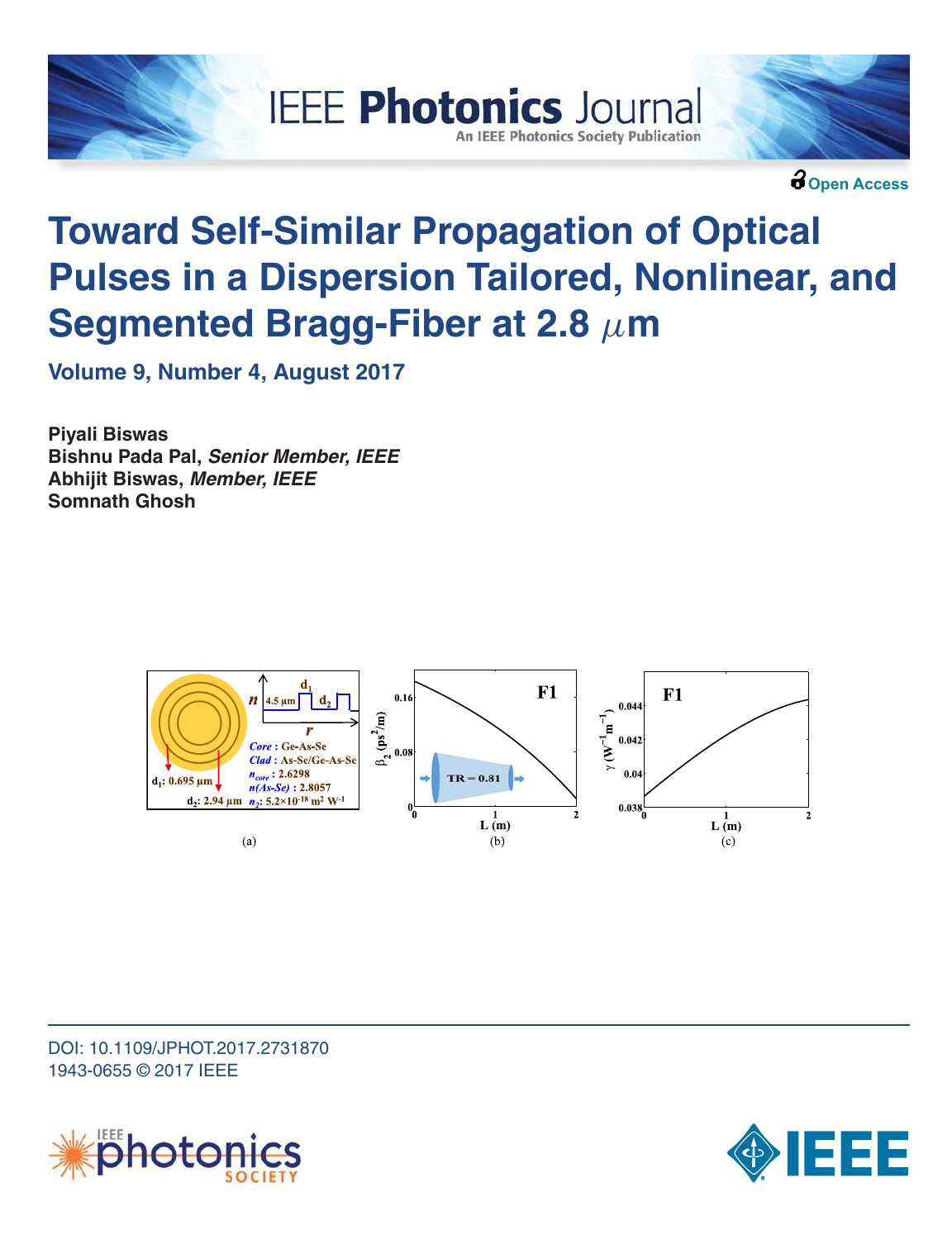IEEE Photonics Journal
An IEEE Photonics Society Publication

Open Access

# Toward Self-Similar Propagation of Optical Pulses in a Dispersion Tailored, Nonlinear, and Segmented Bragg-Fiber at 2.8 $\mu$m

**Volume 9, Number 4, August 2017**

**Piyali Biswas**
**Bishnu Pada Pal, *Senior Member, IEEE***
**Abhijit Biswas, *Member, IEEE***
**Somnath Ghosh**

(a) (b) (c)

DOI: 10.1109/JPHOT.2017.2731870
1943-0655 © 2017 IEEE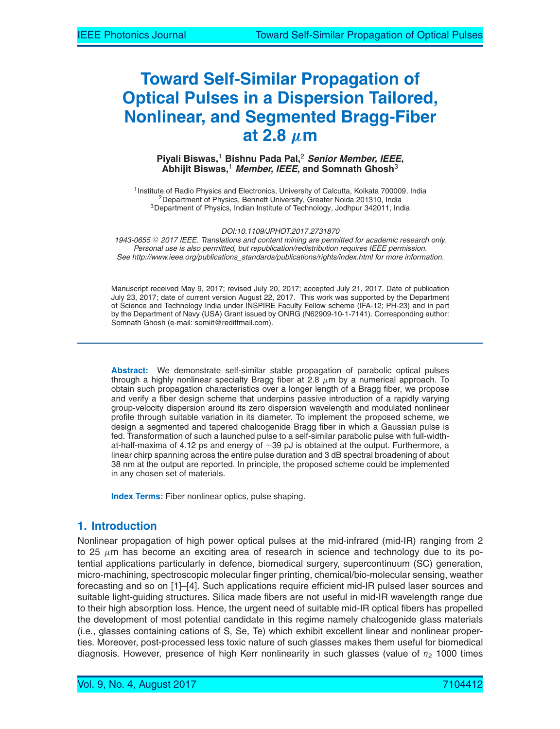# Toward Self-Similar Propagation of Optical Pulses in a Dispersion Tailored, Nonlinear, and Segmented Bragg-Fiber at 2.8 $\mu$m

**Piyali Biswas,[1] Bishnu Pada Pal,[2] *Senior Member, IEEE*, Abhijit Biswas,[1] *Member, IEEE*, and Somnath Ghosh[3]**

[1]Institute of Radio Physics and Electronics, University of Calcutta, Kolkata 700009, India
[2]Department of Physics, Bennett University, Greater Noida 201310, India
[3]Department of Physics, Indian Institute of Technology, Jodhpur 342011, India

*DOI:10.1109/JPHOT.2017.2731870*
*1943-0655 © 2017 IEEE. Translations and content mining are permitted for academic research only. Personal use is also permitted, but republication/redistribution requires IEEE permission. See http://www.ieee.org/publications_standards/publications/rights/index.html for more information.*

Manuscript received May 9, 2017; revised July 20, 2017; accepted July 21, 2017. Date of publication July 23, 2017; date of current version August 22, 2017. This work was supported by the Department of Science and Technology India under INSPIRE Faculty Fellow scheme (IFA-12; PH-23) and in part by the Department of Navy (USA) Grant issued by ONRG (N62909-10-1-7141). Corresponding author: Somnath Ghosh (e-mail: somiit@rediffmail.com).

**Abstract:** We demonstrate self-similar stable propagation of parabolic optical pulses through a highly nonlinear specialty Bragg fiber at 2.8 $\mu$m by a numerical approach. To obtain such propagation characteristics over a longer length of a Bragg fiber, we propose and verify a fiber design scheme that underpins passive introduction of a rapidly varying group-velocity dispersion around its zero dispersion wavelength and modulated nonlinear profile through suitable variation in its diameter. To implement the proposed scheme, we design a segmented and tapered chalcogenide Bragg fiber in which a Gaussian pulse is fed. Transformation of such a launched pulse to a self-similar parabolic pulse with full-width-at-half-maxima of 4.12 ps and energy of ~39 pJ is obtained at the output. Furthermore, a linear chirp spanning across the entire pulse duration and 3 dB spectral broadening of about 38 nm at the output are reported. In principle, the proposed scheme could be implemented in any chosen set of materials.

**Index Terms:** Fiber nonlinear optics, pulse shaping.

## 1. Introduction

Nonlinear propagation of high power optical pulses at the mid-infrared (mid-IR) ranging from 2 to 25 $\mu$m has become an exciting area of research in science and technology due to its potential applications particularly in defence, biomedical surgery, supercontinuum (SC) generation, micro-machining, spectroscopic molecular finger printing, chemical/bio-molecular sensing, weather forecasting and so on [1]–[4]. Such applications require efficient mid-IR pulsed laser sources and suitable light-guiding structures. Silica made fibers are not useful in mid-IR wavelength range due to their high absorption loss. Hence, the urgent need of suitable mid-IR optical fibers has propelled the development of most potential candidate in this regime namely chalcogenide glass materials (i.e., glasses containing cations of S, Se, Te) which exhibit excellent linear and nonlinear properties. Moreover, post-processed less toxic nature of such glasses makes them useful for biomedical diagnosis. However, presence of high Kerr nonlinearity in such glasses (value of $n_2$ 1000 times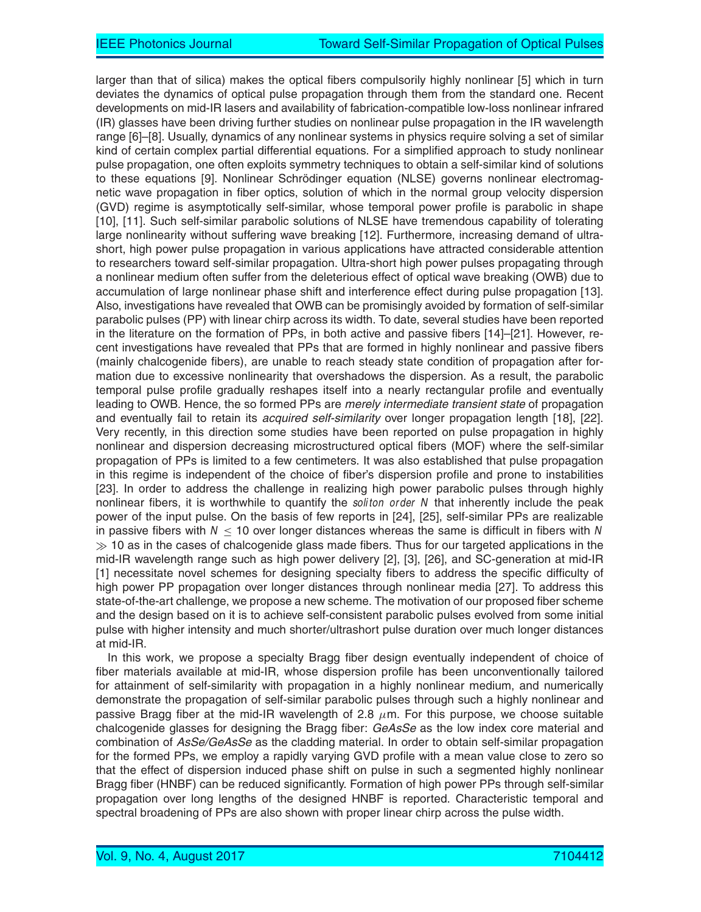larger than that of silica) makes the optical fibers compulsorily highly nonlinear [5] which in turn deviates the dynamics of optical pulse propagation through them from the standard one. Recent developments on mid-IR lasers and availability of fabrication-compatible low-loss nonlinear infrared (IR) glasses have been driving further studies on nonlinear pulse propagation in the IR wavelength range [6]–[8]. Usually, dynamics of any nonlinear systems in physics require solving a set of similar kind of certain complex partial differential equations. For a simplified approach to study nonlinear pulse propagation, one often exploits symmetry techniques to obtain a self-similar kind of solutions to these equations [9]. Nonlinear Schrödinger equation (NLSE) governs nonlinear electromagnetic wave propagation in fiber optics, solution of which in the normal group velocity dispersion (GVD) regime is asymptotically self-similar, whose temporal power profile is parabolic in shape [10], [11]. Such self-similar parabolic solutions of NLSE have tremendous capability of tolerating large nonlinearity without suffering wave breaking [12]. Furthermore, increasing demand of ultra-short, high power pulse propagation in various applications have attracted considerable attention to researchers toward self-similar propagation. Ultra-short high power pulses propagating through a nonlinear medium often suffer from the deleterious effect of optical wave breaking (OWB) due to accumulation of large nonlinear phase shift and interference effect during pulse propagation [13]. Also, investigations have revealed that OWB can be promisingly avoided by formation of self-similar parabolic pulses (PP) with linear chirp across its width. To date, several studies have been reported in the literature on the formation of PPs, in both active and passive fibers [14]–[21]. However, recent investigations have revealed that PPs that are formed in highly nonlinear and passive fibers (mainly chalcogenide fibers), are unable to reach steady state condition of propagation after formation due to excessive nonlinearity that overshadows the dispersion. As a result, the parabolic temporal pulse profile gradually reshapes itself into a nearly rectangular profile and eventually leading to OWB. Hence, the so formed PPs are *merely intermediate transient state* of propagation and eventually fail to retain its *acquired self-similarity* over longer propagation length [18], [22]. Very recently, in this direction some studies have been reported on pulse propagation in highly nonlinear and dispersion decreasing microstructured optical fibers (MOF) where the self-similar propagation of PPs is limited to a few centimeters. It was also established that pulse propagation in this regime is independent of the choice of fiber's dispersion profile and prone to instabilities [23]. In order to address the challenge in realizing high power parabolic pulses through highly nonlinear fibers, it is worthwhile to quantify the *soliton order* $N$ that inherently include the peak power of the input pulse. On the basis of few reports in [24], [25], self-similar PPs are realizable in passive fibers with $N \leq 10$ over longer distances whereas the same is difficult in fibers with $N \gg 10$ as in the cases of chalcogenide glass made fibers. Thus for our targeted applications in the mid-IR wavelength range such as high power delivery [2], [3], [26], and SC-generation at mid-IR [1] necessitate novel schemes for designing specialty fibers to address the specific difficulty of high power PP propagation over longer distances through nonlinear media [27]. To address this state-of-the-art challenge, we propose a new scheme. The motivation of our proposed fiber scheme and the design based on it is to achieve self-consistent parabolic pulses evolved from some initial pulse with higher intensity and much shorter/ultrashort pulse duration over much longer distances at mid-IR.

In this work, we propose a specialty Bragg fiber design eventually independent of choice of fiber materials available at mid-IR, whose dispersion profile has been unconventionally tailored for attainment of self-similarity with propagation in a highly nonlinear medium, and numerically demonstrate the propagation of self-similar parabolic pulses through such a highly nonlinear and passive Bragg fiber at the mid-IR wavelength of 2.8 $\mu$m. For this purpose, we choose suitable chalcogenide glasses for designing the Bragg fiber: *GeAsSe* as the low index core material and combination of *AsSe/GeAsSe* as the cladding material. In order to obtain self-similar propagation for the formed PPs, we employ a rapidly varying GVD profile with a mean value close to zero so that the effect of dispersion induced phase shift on pulse in such a segmented highly nonlinear Bragg fiber (HNBF) can be reduced significantly. Formation of high power PPs through self-similar propagation over long lengths of the designed HNBF is reported. Characteristic temporal and spectral broadening of PPs are also shown with proper linear chirp across the pulse width.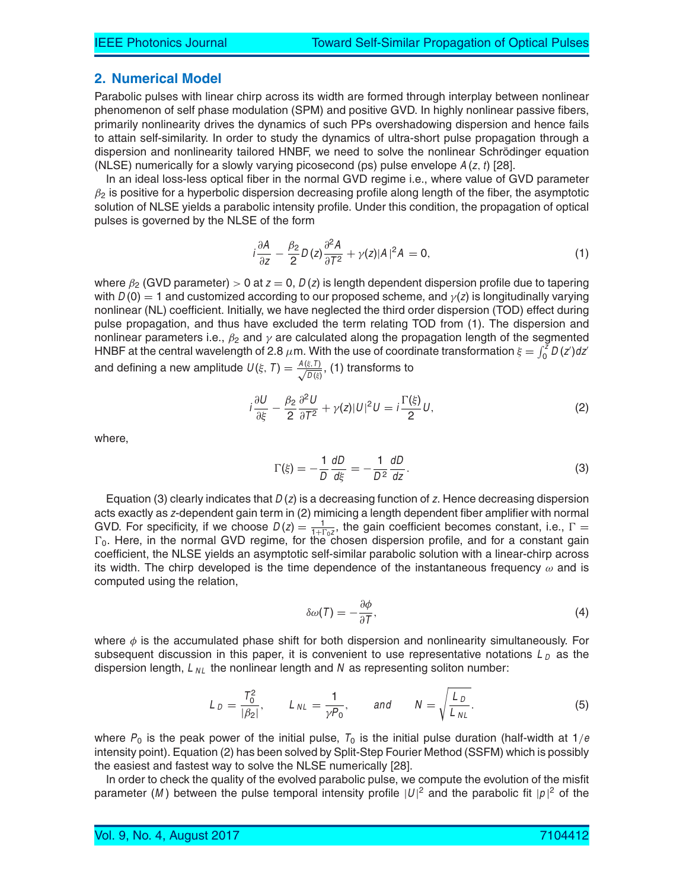## 2. Numerical Model

Parabolic pulses with linear chirp across its width are formed through interplay between nonlinear phenomenon of self phase modulation (SPM) and positive GVD. In highly nonlinear passive fibers, primarily nonlinearity drives the dynamics of such PPs overshadowing dispersion and hence fails to attain self-similarity. In order to study the dynamics of ultra-short pulse propagation through a dispersion and nonlinearity tailored HNBF, we need to solve the nonlinear Schrödinger equation (NLSE) numerically for a slowly varying picosecond (ps) pulse envelope $A(z, t)$ [28].

In an ideal loss-less optical fiber in the normal GVD regime i.e., where value of GVD parameter $\beta_2$ is positive for a hyperbolic dispersion decreasing profile along length of the fiber, the asymptotic solution of NLSE yields a parabolic intensity profile. Under this condition, the propagation of optical pulses is governed by the NLSE of the form

$$i\frac{\partial A}{\partial z} - \frac{\beta_2}{2}D(z)\frac{\partial^2 A}{\partial T^2} + \gamma(z)|A|^2 A = 0, \tag{1}$$

where $\beta_2$ (GVD parameter) $> 0$ at $z = 0$, $D(z)$ is length dependent dispersion profile due to tapering with $D(0) = 1$ and customized according to our proposed scheme, and $\gamma(z)$ is longitudinally varying nonlinear (NL) coefficient. Initially, we have neglected the third order dispersion (TOD) effect during pulse propagation, and thus have excluded the term relating TOD from (1). The dispersion and nonlinear parameters i.e., $\beta_2$ and $\gamma$ are calculated along the propagation length of the segmented HNBF at the central wavelength of 2.8 $\mu$m. With the use of coordinate transformation $\xi = \int_0^z D(z')dz'$ and defining a new amplitude $U(\xi, T) = \frac{A(\xi, T)}{\sqrt{D(\xi)}}$, (1) transforms to

$$i\frac{\partial U}{\partial \xi} - \frac{\beta_2}{2}\frac{\partial^2 U}{\partial T^2} + \gamma(z)|U|^2 U = i\frac{\Gamma(\xi)}{2}U, \tag{2}$$

where,

$$\Gamma(\xi) = -\frac{1}{D}\frac{dD}{d\xi} = -\frac{1}{D^2}\frac{dD}{dz}. \tag{3}$$

Equation (3) clearly indicates that $D(z)$ is a decreasing function of $z$. Hence decreasing dispersion acts exactly as $z$-dependent gain term in (2) mimicing a length dependent fiber amplifier with normal GVD. For specificity, if we choose $D(z) = \frac{1}{1+\Gamma_0 z}$, the gain coefficient becomes constant, i.e., $\Gamma = \Gamma_0$. Here, in the normal GVD regime, for the chosen dispersion profile, and for a constant gain coefficient, the NLSE yields an asymptotic self-similar parabolic solution with a linear-chirp across its width. The chirp developed is the time dependence of the instantaneous frequency $\omega$ and is computed using the relation,

$$\delta\omega(T) = -\frac{\partial \phi}{\partial T}, \tag{4}$$

where $\phi$ is the accumulated phase shift for both dispersion and nonlinearity simultaneously. For subsequent discussion in this paper, it is convenient to use representative notations $L_D$ as the dispersion length, $L_{NL}$ the nonlinear length and $N$ as representing soliton number:

$$L_D = \frac{T_0^2}{|\beta_2|}, \qquad L_{NL} = \frac{1}{\gamma P_0}, \qquad \text{and} \qquad N = \sqrt{\frac{L_D}{L_{NL}}}. \tag{5}$$

where $P_0$ is the peak power of the initial pulse, $T_0$ is the initial pulse duration (half-width at $1/e$ intensity point). Equation (2) has been solved by Split-Step Fourier Method (SSFM) which is possibly the easiest and fastest way to solve the NLSE numerically [28].

In order to check the quality of the evolved parabolic pulse, we compute the evolution of the misfit parameter ($M$) between the pulse temporal intensity profile $|U|^2$ and the parabolic fit $|p|^2$ of the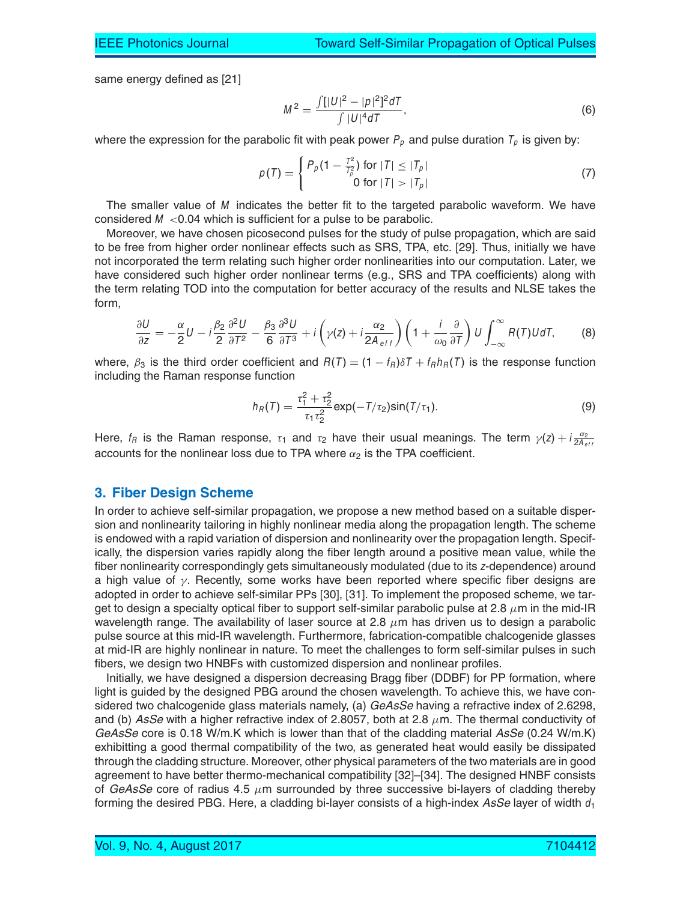same energy defined as [21]

$$M^2 = \frac{\int [|U|^2 - |p|^2]^2 dT}{\int |U|^4 dT}, \tag{6}$$

where the expression for the parabolic fit with peak power $P_p$ and pulse duration $T_p$ is given by:

$$p(T) = \begin{cases} P_p(1 - \frac{T^2}{T_p^2}) \text{ for } |T| \leq |T_p| \\ 0 \text{ for } |T| > |T_p| \end{cases} \tag{7}$$

The smaller value of $M$ indicates the better fit to the targeted parabolic waveform. We have considered $M < 0.04$ which is sufficient for a pulse to be parabolic.

Moreover, we have chosen picosecond pulses for the study of pulse propagation, which are said to be free from higher order nonlinear effects such as SRS, TPA, etc. [29]. Thus, initially we have not incorporated the term relating such higher order nonlinearities into our computation. Later, we have considered such higher order nonlinear terms (e.g., SRS and TPA coefficients) along with the term relating TOD into the computation for better accuracy of the results and NLSE takes the form,

$$\frac{\partial U}{\partial z} = -\frac{\alpha}{2}U - i\frac{\beta_2}{2}\frac{\partial^2 U}{\partial T^2} - \frac{\beta_3}{6}\frac{\partial^3 U}{\partial T^3} + i\left(\gamma(z) + i\frac{\alpha_2}{2A_{eff}}\right)\left(1 + \frac{i}{\omega_0}\frac{\partial}{\partial T}\right)U\int_{-\infty}^{\infty} R(T)U dT, \tag{8}$$

where, $\beta_3$ is the third order coefficient and $R(T) = (1 - f_R)\delta T + f_R h_R(T)$ is the response function including the Raman response function

$$h_R(T) = \frac{\tau_1^2 + \tau_2^2}{\tau_1 \tau_2^2}\exp(-T/\tau_2)\sin(T/\tau_1). \tag{9}$$

Here, $f_R$ is the Raman response, $\tau_1$ and $\tau_2$ have their usual meanings. The term $\gamma(z) + i\frac{\alpha_2}{2A_{eff}}$ accounts for the nonlinear loss due to TPA where $\alpha_2$ is the TPA coefficient.

## 3. Fiber Design Scheme

In order to achieve self-similar propagation, we propose a new method based on a suitable dispersion and nonlinearity tailoring in highly nonlinear media along the propagation length. The scheme is endowed with a rapid variation of dispersion and nonlinearity over the propagation length. Specifically, the dispersion varies rapidly along the fiber length around a positive mean value, while the fiber nonlinearity correspondingly gets simultaneously modulated (due to its $z$-dependence) around a high value of $\gamma$. Recently, some works have been reported where specific fiber designs are adopted in order to achieve self-similar PPs [30], [31]. To implement the proposed scheme, we target to design a specialty optical fiber to support self-similar parabolic pulse at 2.8 $\mu$m in the mid-IR wavelength range. The availability of laser source at 2.8 $\mu$m has driven us to design a parabolic pulse source at this mid-IR wavelength. Furthermore, fabrication-compatible chalcogenide glasses at mid-IR are highly nonlinear in nature. To meet the challenges to form self-similar pulses in such fibers, we design two HNBFs with customized dispersion and nonlinear profiles.

Initially, we have designed a dispersion decreasing Bragg fiber (DDBF) for PP formation, where light is guided by the designed PBG around the chosen wavelength. To achieve this, we have considered two chalcogenide glass materials namely, (a) *GeAsSe* having a refractive index of 2.6298, and (b) *AsSe* with a higher refractive index of 2.8057, both at 2.8 $\mu$m. The thermal conductivity of *GeAsSe* core is 0.18 W/m.K which is lower than that of the cladding material *AsSe* (0.24 W/m.K) exhibitting a good thermal compatibility of the two, as generated heat would easily be dissipated through the cladding structure. Moreover, other physical parameters of the two materials are in good agreement to have better thermo-mechanical compatibility [32]–[34]. The designed HNBF consists of *GeAsSe* core of radius 4.5 $\mu$m surrounded by three successive bi-layers of cladding thereby forming the desired PBG. Here, a cladding bi-layer consists of a high-index *AsSe* layer of width $d_1$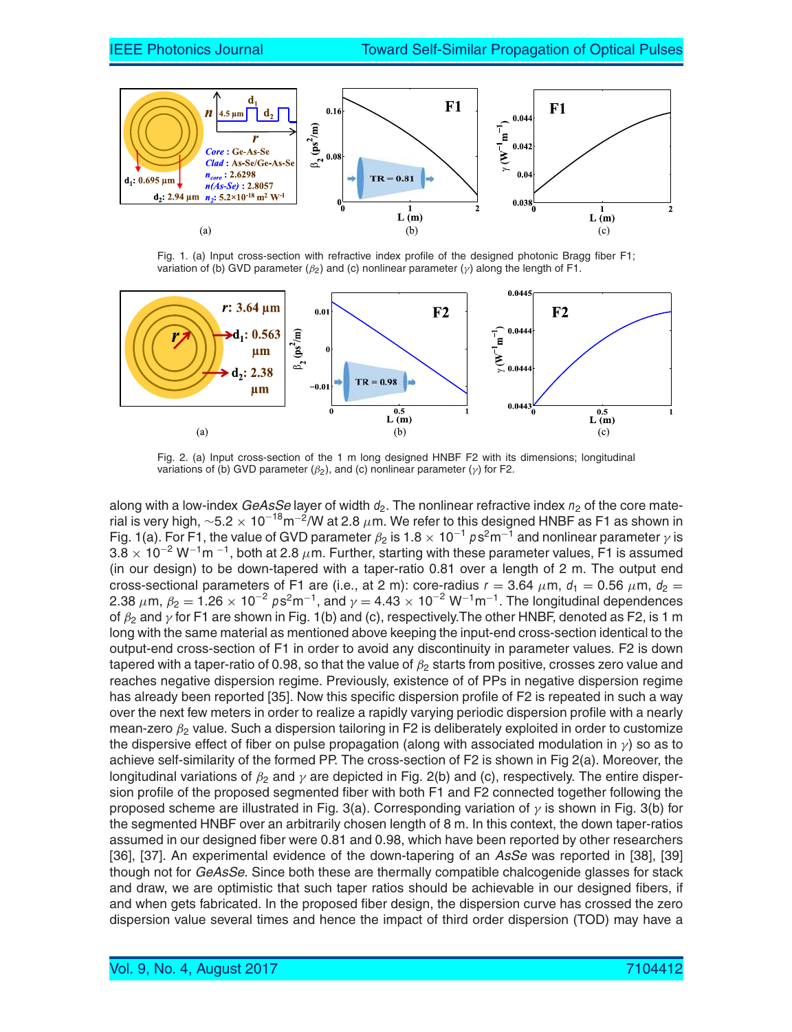Fig. 1. (a) Input cross-section with refractive index profile of the designed photonic Bragg fiber F1; variation of (b) GVD parameter ($\beta_2$) and (c) nonlinear parameter ($\gamma$) along the length of F1.

Fig. 2. (a) Input cross-section of the 1 m long designed HNBF F2 with its dimensions; longitudinal variations of (b) GVD parameter ($\beta_2$), and (c) nonlinear parameter ($\gamma$) for F2.

along with a low-index *GeAsSe* layer of width $d_2$. The nonlinear refractive index $n_2$ of the core material is very high, $\sim 5.2 \times 10^{-18} \mathrm{m}^{-2}$/W at 2.8 $\mu$m. We refer to this designed HNBF as F1 as shown in Fig. 1(a). For F1, the value of GVD parameter $\beta_2$ is $1.8 \times 10^{-1}\ ps^2 m^{-1}$ and nonlinear parameter $\gamma$ is $3.8 \times 10^{-2}\ \mathrm{W}^{-1}\mathrm{m}^{-1}$, both at 2.8 $\mu$m. Further, starting with these parameter values, F1 is assumed (in our design) to be down-tapered with a taper-ratio 0.81 over a length of 2 m. The output end cross-sectional parameters of F1 are (i.e., at 2 m): core-radius $r = 3.64\ \mu$m, $d_1 = 0.56\ \mu$m, $d_2 = 2.38\ \mu$m, $\beta_2 = 1.26 \times 10^{-2}\ ps^2 m^{-1}$, and $\gamma = 4.43 \times 10^{-2}\ \mathrm{W}^{-1}\mathrm{m}^{-1}$. The longitudinal dependences of $\beta_2$ and $\gamma$ for F1 are shown in Fig. 1(b) and (c), respectively.The other HNBF, denoted as F2, is 1 m long with the same material as mentioned above keeping the input-end cross-section identical to the output-end cross-section of F1 in order to avoid any discontinuity in parameter values. F2 is down tapered with a taper-ratio of 0.98, so that the value of $\beta_2$ starts from positive, crosses zero value and reaches negative dispersion regime. Previously, existence of of PPs in negative dispersion regime has already been reported [35]. Now this specific dispersion profile of F2 is repeated in such a way over the next few meters in order to realize a rapidly varying periodic dispersion profile with a nearly mean-zero $\beta_2$ value. Such a dispersion tailoring in F2 is deliberately exploited in order to customize the dispersive effect of fiber on pulse propagation (along with associated modulation in $\gamma$) so as to achieve self-similarity of the formed PP. The cross-section of F2 is shown in Fig 2(a). Moreover, the longitudinal variations of $\beta_2$ and $\gamma$ are depicted in Fig. 2(b) and (c), respectively. The entire dispersion profile of the proposed segmented fiber with both F1 and F2 connected together following the proposed scheme are illustrated in Fig. 3(a). Corresponding variation of $\gamma$ is shown in Fig. 3(b) for the segmented HNBF over an arbitrarily chosen length of 8 m. In this context, the down taper-ratios assumed in our designed fiber were 0.81 and 0.98, which have been reported by other researchers [36], [37]. An experimental evidence of the down-tapering of an *AsSe* was reported in [38], [39] though not for *GeAsSe*. Since both these are thermally compatible chalcogenide glasses for stack and draw, we are optimistic that such taper ratios should be achievable in our designed fibers, if and when gets fabricated. In the proposed fiber design, the dispersion curve has crossed the zero dispersion value several times and hence the impact of third order dispersion (TOD) may have a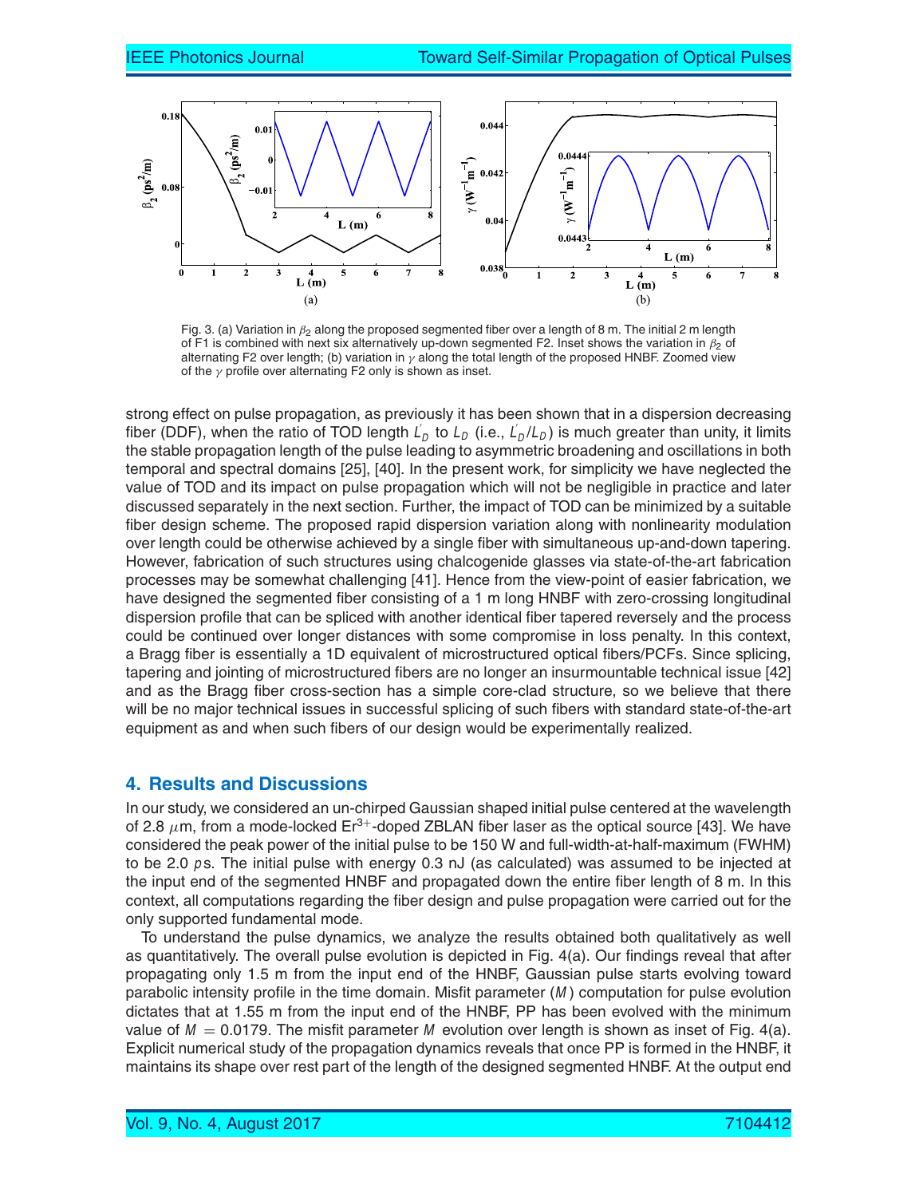Fig. 3. (a) Variation in $\beta_2$ along the proposed segmented fiber over a length of 8 m. The initial 2 m length of F1 is combined with next six alternatively up-down segmented F2. Inset shows the variation in $\beta_2$ of alternating F2 over length; (b) variation in $\gamma$ along the total length of the proposed HNBF. Zoomed view of the $\gamma$ profile over alternating F2 only is shown as inset.

strong effect on pulse propagation, as previously it has been shown that in a dispersion decreasing fiber (DDF), when the ratio of TOD length $L_D^{'}$ to $L_D$ (i.e., $L_D^{'}/L_D$) is much greater than unity, it limits the stable propagation length of the pulse leading to asymmetric broadening and oscillations in both temporal and spectral domains [25], [40]. In the present work, for simplicity we have neglected the value of TOD and its impact on pulse propagation which will not be negligible in practice and later discussed separately in the next section. Further, the impact of TOD can be minimized by a suitable fiber design scheme. The proposed rapid dispersion variation along with nonlinearity modulation over length could be otherwise achieved by a single fiber with simultaneous up-and-down tapering. However, fabrication of such structures using chalcogenide glasses via state-of-the-art fabrication processes may be somewhat challenging [41]. Hence from the view-point of easier fabrication, we have designed the segmented fiber consisting of a 1 m long HNBF with zero-crossing longitudinal dispersion profile that can be spliced with another identical fiber tapered reversely and the process could be continued over longer distances with some compromise in loss penalty. In this context, a Bragg fiber is essentially a 1D equivalent of microstructured optical fibers/PCFs. Since splicing, tapering and jointing of microstructured fibers are no longer an insurmountable technical issue [42] and as the Bragg fiber cross-section has a simple core-clad structure, so we believe that there will be no major technical issues in successful splicing of such fibers with standard state-of-the-art equipment as and when such fibers of our design would be experimentally realized.

## 4. Results and Discussions

In our study, we considered an un-chirped Gaussian shaped initial pulse centered at the wavelength of 2.8 $\mu$m, from a mode-locked $Er^{3+}$-doped ZBLAN fiber laser as the optical source [43]. We have considered the peak power of the initial pulse to be 150 W and full-width-at-half-maximum (FWHM) to be 2.0 $p$s. The initial pulse with energy 0.3 nJ (as calculated) was assumed to be injected at the input end of the segmented HNBF and propagated down the entire fiber length of 8 m. In this context, all computations regarding the fiber design and pulse propagation were carried out for the only supported fundamental mode.

To understand the pulse dynamics, we analyze the results obtained both qualitatively as well as quantitatively. The overall pulse evolution is depicted in Fig. 4(a). Our findings reveal that after propagating only 1.5 m from the input end of the HNBF, Gaussian pulse starts evolving toward parabolic intensity profile in the time domain. Misfit parameter ($M$) computation for pulse evolution dictates that at 1.55 m from the input end of the HNBF, PP has been evolved with the minimum value of $M = 0.0179$. The misfit parameter $M$ evolution over length is shown as inset of Fig. 4(a). Explicit numerical study of the propagation dynamics reveals that once PP is formed in the HNBF, it maintains its shape over rest part of the length of the designed segmented HNBF. At the output end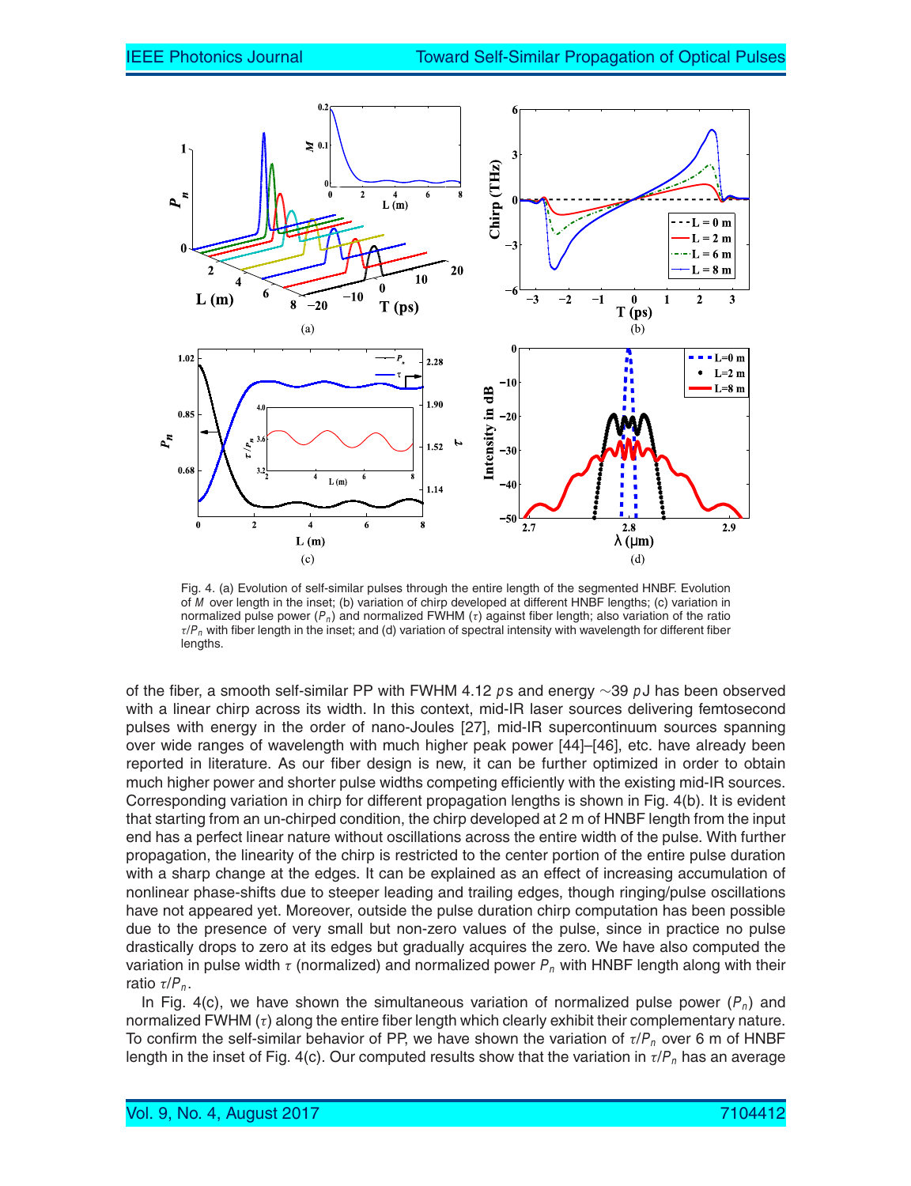Fig. 4. (a) Evolution of self-similar pulses through the entire length of the segmented HNBF. Evolution of $M$ over length in the inset; (b) variation of chirp developed at different HNBF lengths; (c) variation in normalized pulse power ($P_n$) and normalized FWHM ($\tau$) against fiber length; also variation of the ratio $\tau/P_n$ with fiber length in the inset; and (d) variation of spectral intensity with wavelength for different fiber lengths.

of the fiber, a smooth self-similar PP with FWHM 4.12 $ps$ and energy ~39 $pJ$ has been observed with a linear chirp across its width. In this context, mid-IR laser sources delivering femtosecond pulses with energy in the order of nano-Joules [27], mid-IR supercontinuum sources spanning over wide ranges of wavelength with much higher peak power [44]–[46], etc. have already been reported in literature. As our fiber design is new, it can be further optimized in order to obtain much higher power and shorter pulse widths competing efficiently with the existing mid-IR sources. Corresponding variation in chirp for different propagation lengths is shown in Fig. 4(b). It is evident that starting from an un-chirped condition, the chirp developed at 2 m of HNBF length from the input end has a perfect linear nature without oscillations across the entire width of the pulse. With further propagation, the linearity of the chirp is restricted to the center portion of the entire pulse duration with a sharp change at the edges. It can be explained as an effect of increasing accumulation of nonlinear phase-shifts due to steeper leading and trailing edges, though ringing/pulse oscillations have not appeared yet. Moreover, outside the pulse duration chirp computation has been possible due to the presence of very small but non-zero values of the pulse, since in practice no pulse drastically drops to zero at its edges but gradually acquires the zero. We have also computed the variation in pulse width $\tau$ (normalized) and normalized power $P_n$ with HNBF length along with their ratio $\tau/P_n$.

In Fig. 4(c), we have shown the simultaneous variation of normalized pulse power ($P_n$) and normalized FWHM ($\tau$) along the entire fiber length which clearly exhibit their complementary nature. To confirm the self-similar behavior of PP, we have shown the variation of $\tau/P_n$ over 6 m of HNBF length in the inset of Fig. 4(c). Our computed results show that the variation in $\tau/P_n$ has an average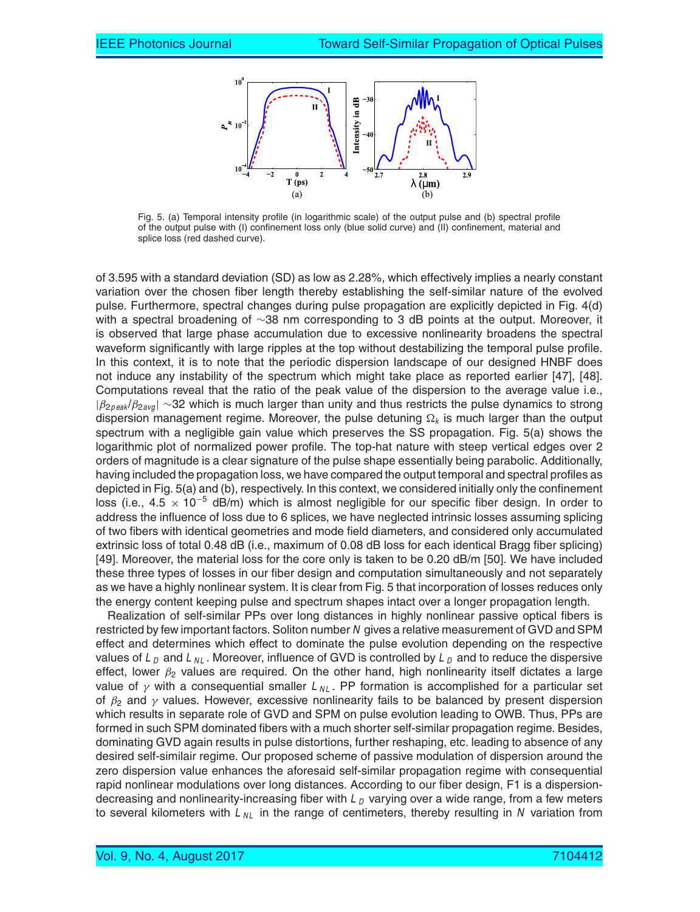Fig. 5. (a) Temporal intensity profile (in logarithmic scale) of the output pulse and (b) spectral profile of the output pulse with (I) confinement loss only (blue solid curve) and (II) confinement, material and splice loss (red dashed curve).

of 3.595 with a standard deviation (SD) as low as 2.28%, which effectively implies a nearly constant variation over the chosen fiber length thereby establishing the self-similar nature of the evolved pulse. Furthermore, spectral changes during pulse propagation are explicitly depicted in Fig. 4(d) with a spectral broadening of ∼38 nm corresponding to 3 dB points at the output. Moreover, it is observed that large phase accumulation due to excessive nonlinearity broadens the spectral waveform significantly with large ripples at the top without destabilizing the temporal pulse profile. In this context, it is to note that the periodic dispersion landscape of our designed HNBF does not induce any instability of the spectrum which might take place as reported earlier [47], [48]. Computations reveal that the ratio of the peak value of the dispersion to the average value i.e., $|\beta_{2peak}/\beta_{2avg}|$ ∼32 which is much larger than unity and thus restricts the pulse dynamics to strong dispersion management regime. Moreover, the pulse detuning $\Omega_k$ is much larger than the output spectrum with a negligible gain value which preserves the SS propagation. Fig. 5(a) shows the logarithmic plot of normalized power profile. The top-hat nature with steep vertical edges over 2 orders of magnitude is a clear signature of the pulse shape essentially being parabolic. Additionally, having included the propagation loss, we have compared the output temporal and spectral profiles as depicted in Fig. 5(a) and (b), respectively. In this context, we considered initially only the confinement loss (i.e., $4.5 \times 10^{-5}$ dB/m) which is almost negligible for our specific fiber design. In order to address the influence of loss due to 6 splices, we have neglected intrinsic losses assuming splicing of two fibers with identical geometries and mode field diameters, and considered only accumulated extrinsic loss of total 0.48 dB (i.e., maximum of 0.08 dB loss for each identical Bragg fiber splicing) [49]. Moreover, the material loss for the core only is taken to be 0.20 dB/m [50]. We have included these three types of losses in our fiber design and computation simultaneously and not separately as we have a highly nonlinear system. It is clear from Fig. 5 that incorporation of losses reduces only the energy content keeping pulse and spectrum shapes intact over a longer propagation length.

Realization of self-similar PPs over long distances in highly nonlinear passive optical fibers is restricted by few important factors. Soliton number $N$ gives a relative measurement of GVD and SPM effect and determines which effect to dominate the pulse evolution depending on the respective values of $L_D$ and $L_{NL}$. Moreover, influence of GVD is controlled by $L_D$ and to reduce the dispersive effect, lower $\beta_2$ values are required. On the other hand, high nonlinearity itself dictates a large value of $\gamma$ with a consequential smaller $L_{NL}$. PP formation is accomplished for a particular set of $\beta_2$ and $\gamma$ values. However, excessive nonlinearity fails to be balanced by present dispersion which results in separate role of GVD and SPM on pulse evolution leading to OWB. Thus, PPs are formed in such SPM dominated fibers with a much shorter self-similar propagation regime. Besides, dominating GVD again results in pulse distortions, further reshaping, etc. leading to absence of any desired self-similair regime. Our proposed scheme of passive modulation of dispersion around the zero dispersion value enhances the aforesaid self-similar propagation regime with consequential rapid nonlinear modulations over long distances. According to our fiber design, F1 is a dispersion-decreasing and nonlinearity-increasing fiber with $L_D$ varying over a wide range, from a few meters to several kilometers with $L_{NL}$ in the range of centimeters, thereby resulting in $N$ variation from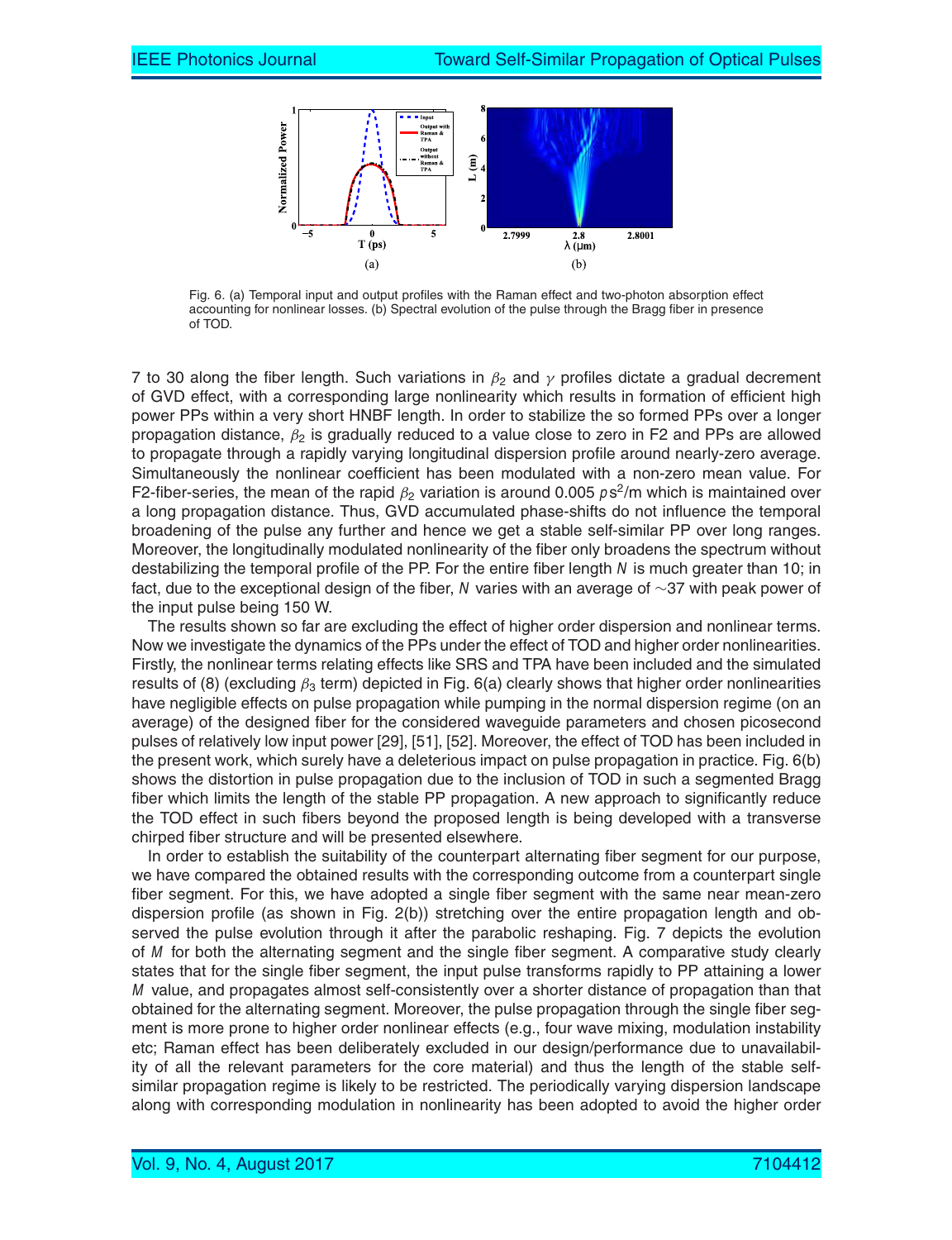Fig. 6. (a) Temporal input and output profiles with the Raman effect and two-photon absorption effect accounting for nonlinear losses. (b) Spectral evolution of the pulse through the Bragg fiber in presence of TOD.

7 to 30 along the fiber length. Such variations in $\beta_2$ and $\gamma$ profiles dictate a gradual decrement of GVD effect, with a corresponding large nonlinearity which results in formation of efficient high power PPs within a very short HNBF length. In order to stabilize the so formed PPs over a longer propagation distance, $\beta_2$ is gradually reduced to a value close to zero in F2 and PPs are allowed to propagate through a rapidly varying longitudinal dispersion profile around nearly-zero average. Simultaneously the nonlinear coefficient has been modulated with a non-zero mean value. For F2-fiber-series, the mean of the rapid $\beta_2$ variation is around 0.005 $ps^2$/m which is maintained over a long propagation distance. Thus, GVD accumulated phase-shifts do not influence the temporal broadening of the pulse any further and hence we get a stable self-similar PP over long ranges. Moreover, the longitudinally modulated nonlinearity of the fiber only broadens the spectrum without destabilizing the temporal profile of the PP. For the entire fiber length $N$ is much greater than 10; in fact, due to the exceptional design of the fiber, $N$ varies with an average of $\sim$37 with peak power of the input pulse being 150 W.

The results shown so far are excluding the effect of higher order dispersion and nonlinear terms. Now we investigate the dynamics of the PPs under the effect of TOD and higher order nonlinearities. Firstly, the nonlinear terms relating effects like SRS and TPA have been included and the simulated results of (8) (excluding $\beta_3$ term) depicted in Fig. 6(a) clearly shows that higher order nonlinearities have negligible effects on pulse propagation while pumping in the normal dispersion regime (on an average) of the designed fiber for the considered waveguide parameters and chosen picosecond pulses of relatively low input power [29], [51], [52]. Moreover, the effect of TOD has been included in the present work, which surely have a deleterious impact on pulse propagation in practice. Fig. 6(b) shows the distortion in pulse propagation due to the inclusion of TOD in such a segmented Bragg fiber which limits the length of the stable PP propagation. A new approach to significantly reduce the TOD effect in such fibers beyond the proposed length is being developed with a transverse chirped fiber structure and will be presented elsewhere.

In order to establish the suitability of the counterpart alternating fiber segment for our purpose, we have compared the obtained results with the corresponding outcome from a counterpart single fiber segment. For this, we have adopted a single fiber segment with the same near mean-zero dispersion profile (as shown in Fig. 2(b)) stretching over the entire propagation length and observed the pulse evolution through it after the parabolic reshaping. Fig. 7 depicts the evolution of $M$ for both the alternating segment and the single fiber segment. A comparative study clearly states that for the single fiber segment, the input pulse transforms rapidly to PP attaining a lower $M$ value, and propagates almost self-consistently over a shorter distance of propagation than that obtained for the alternating segment. Moreover, the pulse propagation through the single fiber segment is more prone to higher order nonlinear effects (e.g., four wave mixing, modulation instability etc; Raman effect has been deliberately excluded in our design/performance due to unavailability of all the relevant parameters for the core material) and thus the length of the stable self-similar propagation regime is likely to be restricted. The periodically varying dispersion landscape along with corresponding modulation in nonlinearity has been adopted to avoid the higher order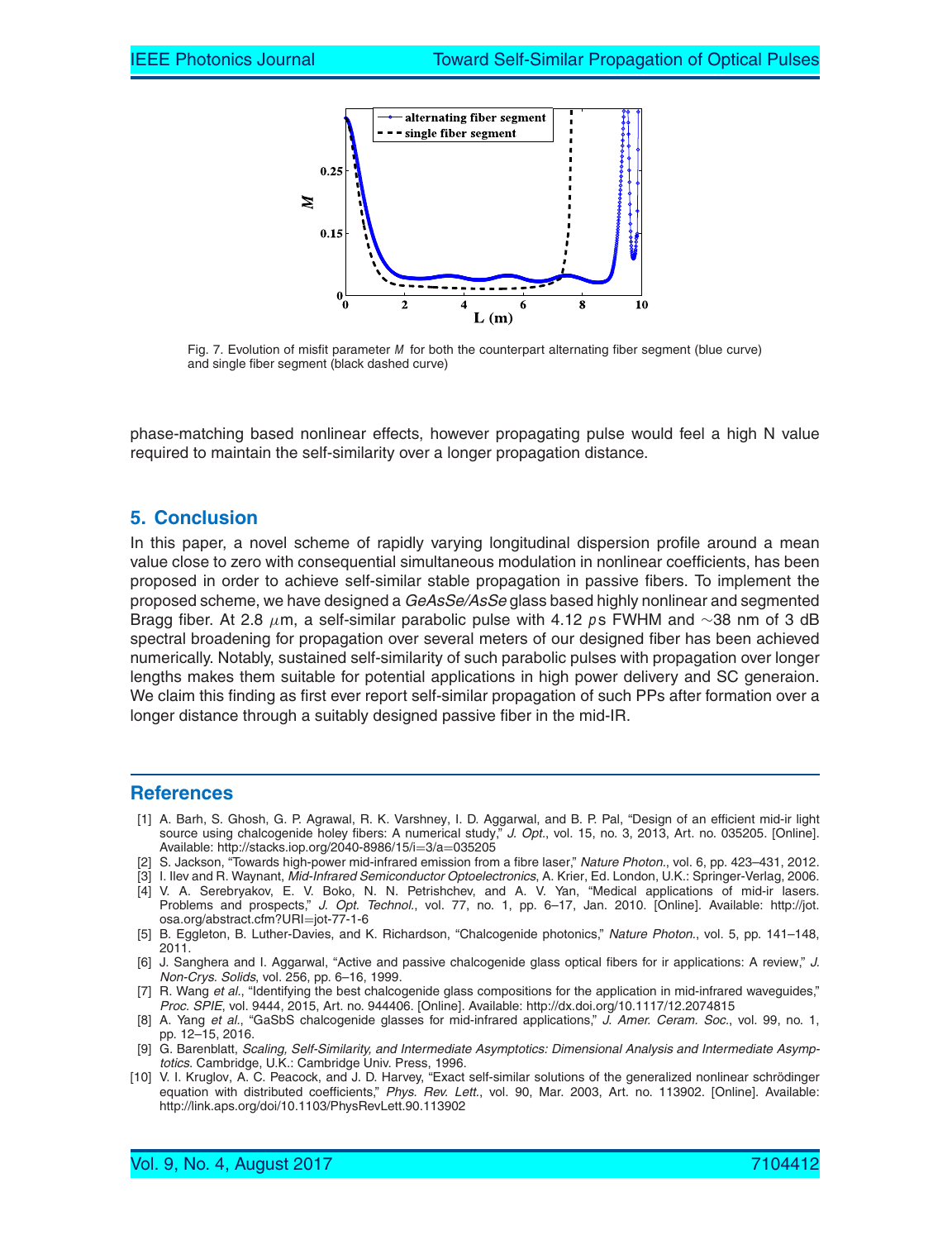Fig. 7. Evolution of misfit parameter $M$ for both the counterpart alternating fiber segment (blue curve) and single fiber segment (black dashed curve)

phase-matching based nonlinear effects, however propagating pulse would feel a high N value required to maintain the self-similarity over a longer propagation distance.

## 5. Conclusion

In this paper, a novel scheme of rapidly varying longitudinal dispersion profile around a mean value close to zero with consequential simultaneous modulation in nonlinear coefficients, has been proposed in order to achieve self-similar stable propagation in passive fibers. To implement the proposed scheme, we have designed a *GeAsSe/AsSe* glass based highly nonlinear and segmented Bragg fiber. At 2.8 $\mu$m, a self-similar parabolic pulse with 4.12 *p*s FWHM and ~38 nm of 3 dB spectral broadening for propagation over several meters of our designed fiber has been achieved numerically. Notably, sustained self-similarity of such parabolic pulses with propagation over longer lengths makes them suitable for potential applications in high power delivery and SC generaion. We claim this finding as first ever report self-similar propagation of such PPs after formation over a longer distance through a suitably designed passive fiber in the mid-IR.

## References

[1] A. Barh, S. Ghosh, G. P. Agrawal, R. K. Varshney, I. D. Aggarwal, and B. P. Pal, "Design of an efficient mid-ir light source using chalcogenide holey fibers: A numerical study," *J. Opt.*, vol. 15, no. 3, 2013, Art. no. 035205. [Online]. Available: http://stacks.iop.org/2040-8986/15/i=3/a=035205

[2] S. Jackson, "Towards high-power mid-infrared emission from a fibre laser," *Nature Photon.*, vol. 6, pp. 423–431, 2012.

[3] I. Ilev and R. Waynant, *Mid-Infrared Semiconductor Optoelectronics*, A. Krier, Ed. London, U.K.: Springer-Verlag, 2006.

[4] V. A. Serebryakov, E. V. Boko, N. N. Petrishchev, and A. V. Yan, "Medical applications of mid-ir lasers. Problems and prospects," *J. Opt. Technol.*, vol. 77, no. 1, pp. 6–17, Jan. 2010. [Online]. Available: http://jot.osa.org/abstract.cfm?URI=jot-77-1-6

[5] B. Eggleton, B. Luther-Davies, and K. Richardson, "Chalcogenide photonics," *Nature Photon.*, vol. 5, pp. 141–148, 2011.

[6] J. Sanghera and I. Aggarwal, "Active and passive chalcogenide glass optical fibers for ir applications: A review," *J. Non-Crys. Solids*, vol. 256, pp. 6–16, 1999.

[7] R. Wang *et al.*, "Identifying the best chalcogenide glass compositions for the application in mid-infrared waveguides," *Proc. SPIE*, vol. 9444, 2015, Art. no. 944406. [Online]. Available: http://dx.doi.org/10.1117/12.2074815

[8] A. Yang *et al.*, "GaSbS chalcogenide glasses for mid-infrared applications," *J. Amer. Ceram. Soc.*, vol. 99, no. 1, pp. 12–15, 2016.

[9] G. Barenblatt, *Scaling, Self-Similarity, and Intermediate Asymptotics: Dimensional Analysis and Intermediate Asymptotics*. Cambridge, U.K.: Cambridge Univ. Press, 1996.

[10] V. I. Kruglov, A. C. Peacock, and J. D. Harvey, "Exact self-similar solutions of the generalized nonlinear schrödinger equation with distributed coefficients," *Phys. Rev. Lett.*, vol. 90, Mar. 2003, Art. no. 113902. [Online]. Available: http://link.aps.org/doi/10.1103/PhysRevLett.90.113902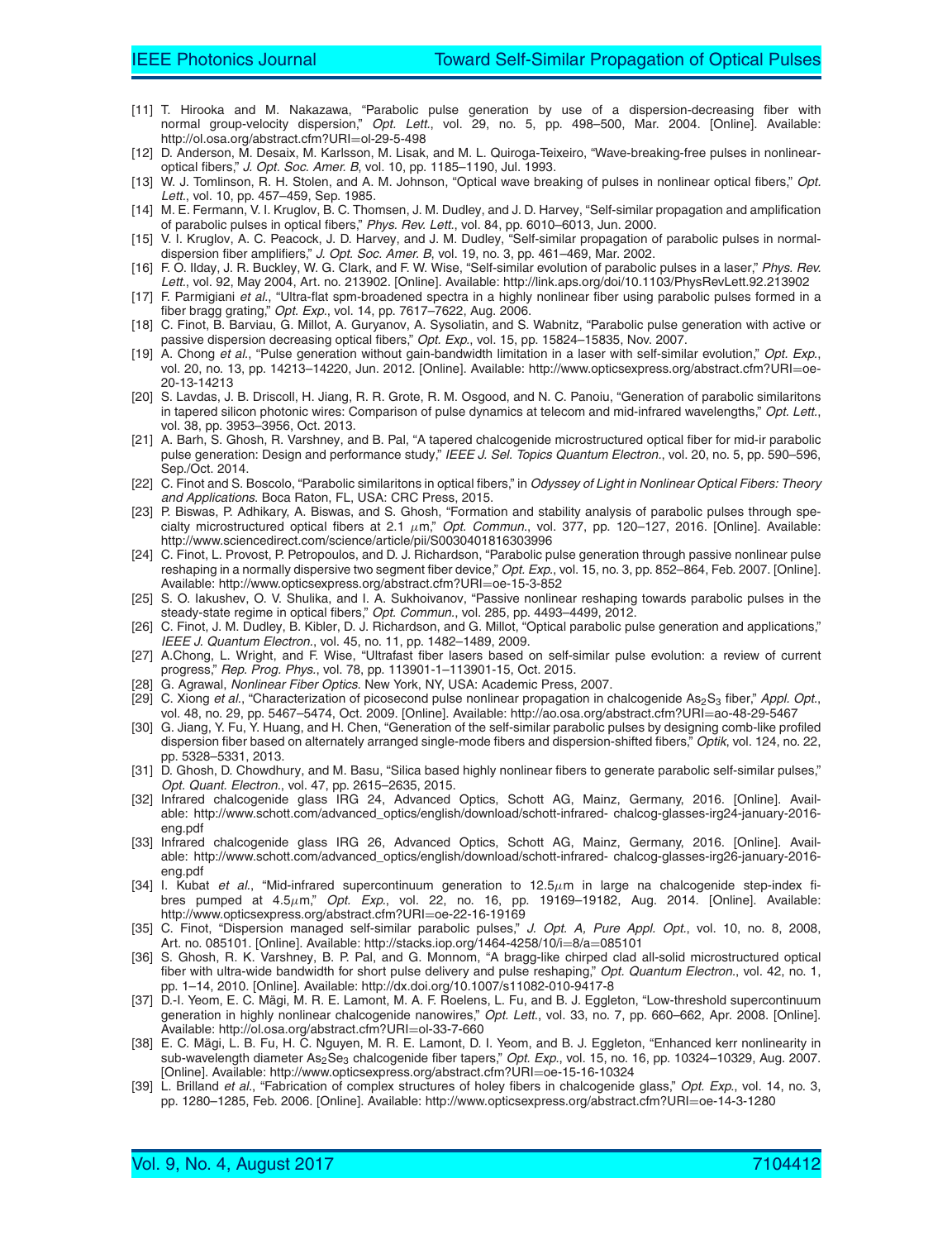[11] T. Hirooka and M. Nakazawa, "Parabolic pulse generation by use of a dispersion-decreasing fiber with normal group-velocity dispersion," *Opt. Lett.*, vol. 29, no. 5, pp. 498–500, Mar. 2004. [Online]. Available: http://ol.osa.org/abstract.cfm?URI=ol-29-5-498

[12] D. Anderson, M. Desaix, M. Karlsson, M. Lisak, and M. L. Quiroga-Teixeiro, "Wave-breaking-free pulses in nonlinear-optical fibers," *J. Opt. Soc. Amer. B*, vol. 10, pp. 1185–1190, Jul. 1993.

[13] W. J. Tomlinson, R. H. Stolen, and A. M. Johnson, "Optical wave breaking of pulses in nonlinear optical fibers," *Opt. Lett.*, vol. 10, pp. 457–459, Sep. 1985.

[14] M. E. Fermann, V. I. Kruglov, B. C. Thomsen, J. M. Dudley, and J. D. Harvey, "Self-similar propagation and amplification of parabolic pulses in optical fibers," *Phys. Rev. Lett.*, vol. 84, pp. 6010–6013, Jun. 2000.

[15] V. I. Kruglov, A. C. Peacock, J. D. Harvey, and J. M. Dudley, "Self-similar propagation of parabolic pulses in normal-dispersion fiber amplifiers," *J. Opt. Soc. Amer. B*, vol. 19, no. 3, pp. 461–469, Mar. 2002.

[16] F. O. Ilday, J. R. Buckley, W. G. Clark, and F. W. Wise, "Self-similar evolution of parabolic pulses in a laser," *Phys. Rev. Lett.*, vol. 92, May 2004, Art. no. 213902. [Online]. Available: http://link.aps.org/doi/10.1103/PhysRevLett.92.213902

[17] F. Parmigiani *et al.*, "Ultra-flat spm-broadened spectra in a highly nonlinear fiber using parabolic pulses formed in a fiber bragg grating," *Opt. Exp.*, vol. 14, pp. 7617–7622, Aug. 2006.

[18] C. Finot, B. Barviau, G. Millot, A. Guryanov, A. Sysoliatin, and S. Wabnitz, "Parabolic pulse generation with active or passive dispersion decreasing optical fibers," *Opt. Exp.*, vol. 15, pp. 15824–15835, Nov. 2007.

[19] A. Chong *et al.*, "Pulse generation without gain-bandwidth limitation in a laser with self-similar evolution," *Opt. Exp.*, vol. 20, no. 13, pp. 14213–14220, Jun. 2012. [Online]. Available: http://www.opticsexpress.org/abstract.cfm?URI=oe-20-13-14213

[20] S. Lavdas, J. B. Driscoll, H. Jiang, R. R. Grote, R. M. Osgood, and N. C. Panoiu, "Generation of parabolic similaritons in tapered silicon photonic wires: Comparison of pulse dynamics at telecom and mid-infrared wavelengths," *Opt. Lett.*, vol. 38, pp. 3953–3956, Oct. 2013.

[21] A. Barh, S. Ghosh, R. Varshney, and B. Pal, "A tapered chalcogenide microstructured optical fiber for mid-ir parabolic pulse generation: Design and performance study," *IEEE J. Sel. Topics Quantum Electron.*, vol. 20, no. 5, pp. 590–596, Sep./Oct. 2014.

[22] C. Finot and S. Boscolo, "Parabolic similaritons in optical fibers," in *Odyssey of Light in Nonlinear Optical Fibers: Theory and Applications*. Boca Raton, FL, USA: CRC Press, 2015.

[23] P. Biswas, P. Adhikary, A. Biswas, and S. Ghosh, "Formation and stability analysis of parabolic pulses through specialty microstructured optical fibers at 2.1 $\mu$m," *Opt. Commun.*, vol. 377, pp. 120–127, 2016. [Online]. Available: http://www.sciencedirect.com/science/article/pii/S0030401816303996

[24] C. Finot, L. Provost, P. Petropoulos, and D. J. Richardson, "Parabolic pulse generation through passive nonlinear pulse reshaping in a normally dispersive two segment fiber device," *Opt. Exp.*, vol. 15, no. 3, pp. 852–864, Feb. 2007. [Online]. Available: http://www.opticsexpress.org/abstract.cfm?URI=oe-15-3-852

[25] S. O. Iakushev, O. V. Shulika, and I. A. Sukhoivanov, "Passive nonlinear reshaping towards parabolic pulses in the steady-state regime in optical fibers," *Opt. Commun.*, vol. 285, pp. 4493–4499, 2012.

[26] C. Finot, J. M. Dudley, B. Kibler, D. J. Richardson, and G. Millot, "Optical parabolic pulse generation and applications," *IEEE J. Quantum Electron.*, vol. 45, no. 11, pp. 1482–1489, 2009.

[27] A.Chong, L. Wright, and F. Wise, "Ultrafast fiber lasers based on self-similar pulse evolution: a review of current progress," *Rep. Prog. Phys.*, vol. 78, pp. 113901-1–113901-15, Oct. 2015.

[28] G. Agrawal, *Nonlinear Fiber Optics*. New York, NY, USA: Academic Press, 2007.

[29] C. Xiong *et al.*, "Characterization of picosecond pulse nonlinear propagation in chalcogenide $As_2S_3$ fiber," *Appl. Opt.*, vol. 48, no. 29, pp. 5467–5474, Oct. 2009. [Online]. Available: http://ao.osa.org/abstract.cfm?URI=ao-48-29-5467

[30] G. Jiang, Y. Fu, Y. Huang, and H. Chen, "Generation of the self-similar parabolic pulses by designing comb-like profiled dispersion fiber based on alternately arranged single-mode fibers and dispersion-shifted fibers," *Optik*, vol. 124, no. 22, pp. 5328–5331, 2013.

[31] D. Ghosh, D. Chowdhury, and M. Basu, "Silica based highly nonlinear fibers to generate parabolic self-similar pulses," *Opt. Quant. Electron.*, vol. 47, pp. 2615–2635, 2015.

[32] Infrared chalcogenide glass IRG 24, Advanced Optics, Schott AG, Mainz, Germany, 2016. [Online]. Available: http://www.schott.com/advanced_optics/english/download/schott-infrared- chalcog-glasses-irg24-january-2016-eng.pdf

[33] Infrared chalcogenide glass IRG 26, Advanced Optics, Schott AG, Mainz, Germany, 2016. [Online]. Available: http://www.schott.com/advanced_optics/english/download/schott-infrared- chalcog-glasses-irg26-january-2016-eng.pdf

[34] I. Kubat *et al.*, "Mid-infrared supercontinuum generation to 12.5$\mu$m in large na chalcogenide step-index fibres pumped at 4.5$\mu$m," *Opt. Exp.*, vol. 22, no. 16, pp. 19169–19182, Aug. 2014. [Online]. Available: http://www.opticsexpress.org/abstract.cfm?URI=oe-22-16-19169

[35] C. Finot, "Dispersion managed self-similar parabolic pulses," *J. Opt. A, Pure Appl. Opt.*, vol. 10, no. 8, 2008, Art. no. 085101. [Online]. Available: http://stacks.iop.org/1464-4258/10/i=8/a=085101

[36] S. Ghosh, R. K. Varshney, B. P. Pal, and G. Monnom, "A bragg-like chirped clad all-solid microstructured optical fiber with ultra-wide bandwidth for short pulse delivery and pulse reshaping," *Opt. Quantum Electron.*, vol. 42, no. 1, pp. 1–14, 2010. [Online]. Available: http://dx.doi.org/10.1007/s11082-010-9417-8

[37] D.-I. Yeom, E. C. Mägi, M. R. E. Lamont, M. A. F. Roelens, L. Fu, and B. J. Eggleton, "Low-threshold supercontinuum generation in highly nonlinear chalcogenide nanowires," *Opt. Lett.*, vol. 33, no. 7, pp. 660–662, Apr. 2008. [Online]. Available: http://ol.osa.org/abstract.cfm?URI=ol-33-7-660

[38] E. C. Mägi, L. B. Fu, H. C. Nguyen, M. R. E. Lamont, D. I. Yeom, and B. J. Eggleton, "Enhanced kerr nonlinearity in sub-wavelength diameter $As_2Se_3$ chalcogenide fiber tapers," *Opt. Exp.*, vol. 15, no. 16, pp. 10324–10329, Aug. 2007. [Online]. Available: http://www.opticsexpress.org/abstract.cfm?URI=oe-15-16-10324

[39] L. Brilland *et al.*, "Fabrication of complex structures of holey fibers in chalcogenide glass," *Opt. Exp.*, vol. 14, no. 3, pp. 1280–1285, Feb. 2006. [Online]. Available: http://www.opticsexpress.org/abstract.cfm?URI=oe-14-3-1280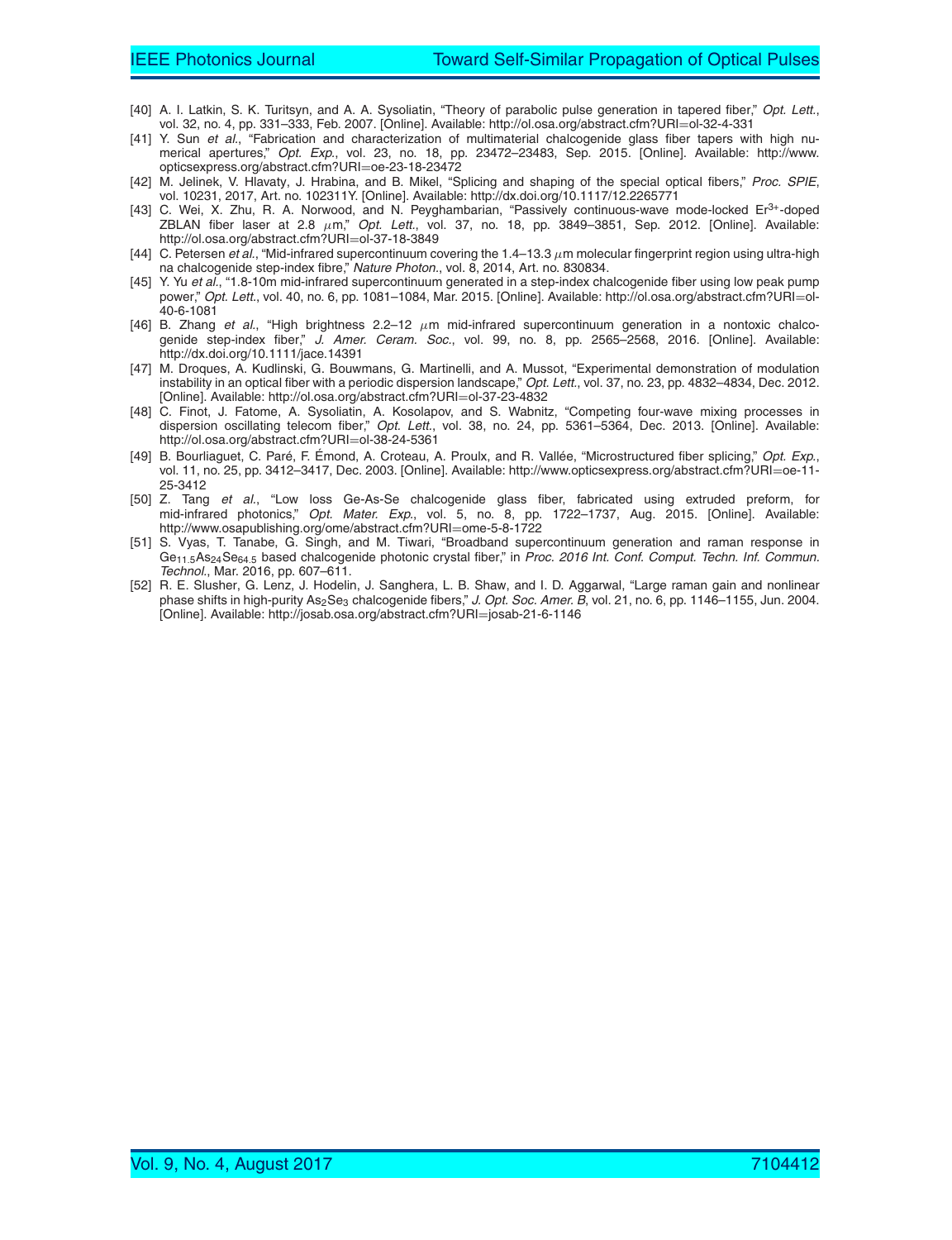[40] A. I. Latkin, S. K. Turitsyn, and A. A. Sysoliatin, "Theory of parabolic pulse generation in tapered fiber," *Opt. Lett.*, vol. 32, no. 4, pp. 331–333, Feb. 2007. [Online]. Available: http://ol.osa.org/abstract.cfm?URI=ol-32-4-331

[41] Y. Sun *et al.*, "Fabrication and characterization of multimaterial chalcogenide glass fiber tapers with high numerical apertures," *Opt. Exp.*, vol. 23, no. 18, pp. 23472–23483, Sep. 2015. [Online]. Available: http://www.opticsexpress.org/abstract.cfm?URI=oe-23-18-23472

[42] M. Jelinek, V. Hlavaty, J. Hrabina, and B. Mikel, "Splicing and shaping of the special optical fibers," *Proc. SPIE*, vol. 10231, 2017, Art. no. 102311Y. [Online]. Available: http://dx.doi.org/10.1117/12.2265771

[43] C. Wei, X. Zhu, R. A. Norwood, and N. Peyghambarian, "Passively continuous-wave mode-locked $Er^{3+}$-doped ZBLAN fiber laser at 2.8 $\mu$m," *Opt. Lett.*, vol. 37, no. 18, pp. 3849–3851, Sep. 2012. [Online]. Available: http://ol.osa.org/abstract.cfm?URI=ol-37-18-3849

[44] C. Petersen *et al.*, "Mid-infrared supercontinuum covering the 1.4–13.3 $\mu$m molecular fingerprint region using ultra-high na chalcogenide step-index fibre," *Nature Photon.*, vol. 8, 2014, Art. no. 830834.

[45] Y. Yu *et al.*, "1.8-10m mid-infrared supercontinuum generated in a step-index chalcogenide fiber using low peak pump power," *Opt. Lett.*, vol. 40, no. 6, pp. 1081–1084, Mar. 2015. [Online]. Available: http://ol.osa.org/abstract.cfm?URI=ol-40-6-1081

[46] B. Zhang *et al.*, "High brightness 2.2–12 $\mu$m mid-infrared supercontinuum generation in a nontoxic chalcogenide step-index fiber," *J. Amer. Ceram. Soc.*, vol. 99, no. 8, pp. 2565–2568, 2016. [Online]. Available: http://dx.doi.org/10.1111/jace.14391

[47] M. Droques, A. Kudlinski, G. Bouwmans, G. Martinelli, and A. Mussot, "Experimental demonstration of modulation instability in an optical fiber with a periodic dispersion landscape," *Opt. Lett.*, vol. 37, no. 23, pp. 4832–4834, Dec. 2012. [Online]. Available: http://ol.osa.org/abstract.cfm?URI=ol-37-23-4832

[48] C. Finot, J. Fatome, A. Sysoliatin, A. Kosolapov, and S. Wabnitz, "Competing four-wave mixing processes in dispersion oscillating telecom fiber," *Opt. Lett.*, vol. 38, no. 24, pp. 5361–5364, Dec. 2013. [Online]. Available: http://ol.osa.org/abstract.cfm?URI=ol-38-24-5361

[49] B. Bourliaguet, C. Paré, F. Émond, A. Croteau, A. Proulx, and R. Vallée, "Microstructured fiber splicing," *Opt. Exp.*, vol. 11, no. 25, pp. 3412–3417, Dec. 2003. [Online]. Available: http://www.opticsexpress.org/abstract.cfm?URI=oe-11-25-3412

[50] Z. Tang *et al.*, "Low loss Ge-As-Se chalcogenide glass fiber, fabricated using extruded preform, for mid-infrared photonics," *Opt. Mater. Exp.*, vol. 5, no. 8, pp. 1722–1737, Aug. 2015. [Online]. Available: http://www.osapublishing.org/ome/abstract.cfm?URI=ome-5-8-1722

[51] S. Vyas, T. Tanabe, G. Singh, and M. Tiwari, "Broadband supercontinuum generation and raman response in $Ge_{11.5}As_{24}Se_{64.5}$ based chalcogenide photonic crystal fiber," in *Proc. 2016 Int. Conf. Comput. Techn. Inf. Commun. Technol.*, Mar. 2016, pp. 607–611.

[52] R. E. Slusher, G. Lenz, J. Hodelin, J. Sanghera, L. B. Shaw, and I. D. Aggarwal, "Large raman gain and nonlinear phase shifts in high-purity $As_2Se_3$ chalcogenide fibers," *J. Opt. Soc. Amer. B*, vol. 21, no. 6, pp. 1146–1155, Jun. 2004. [Online]. Available: http://josab.osa.org/abstract.cfm?URI=josab-21-6-1146